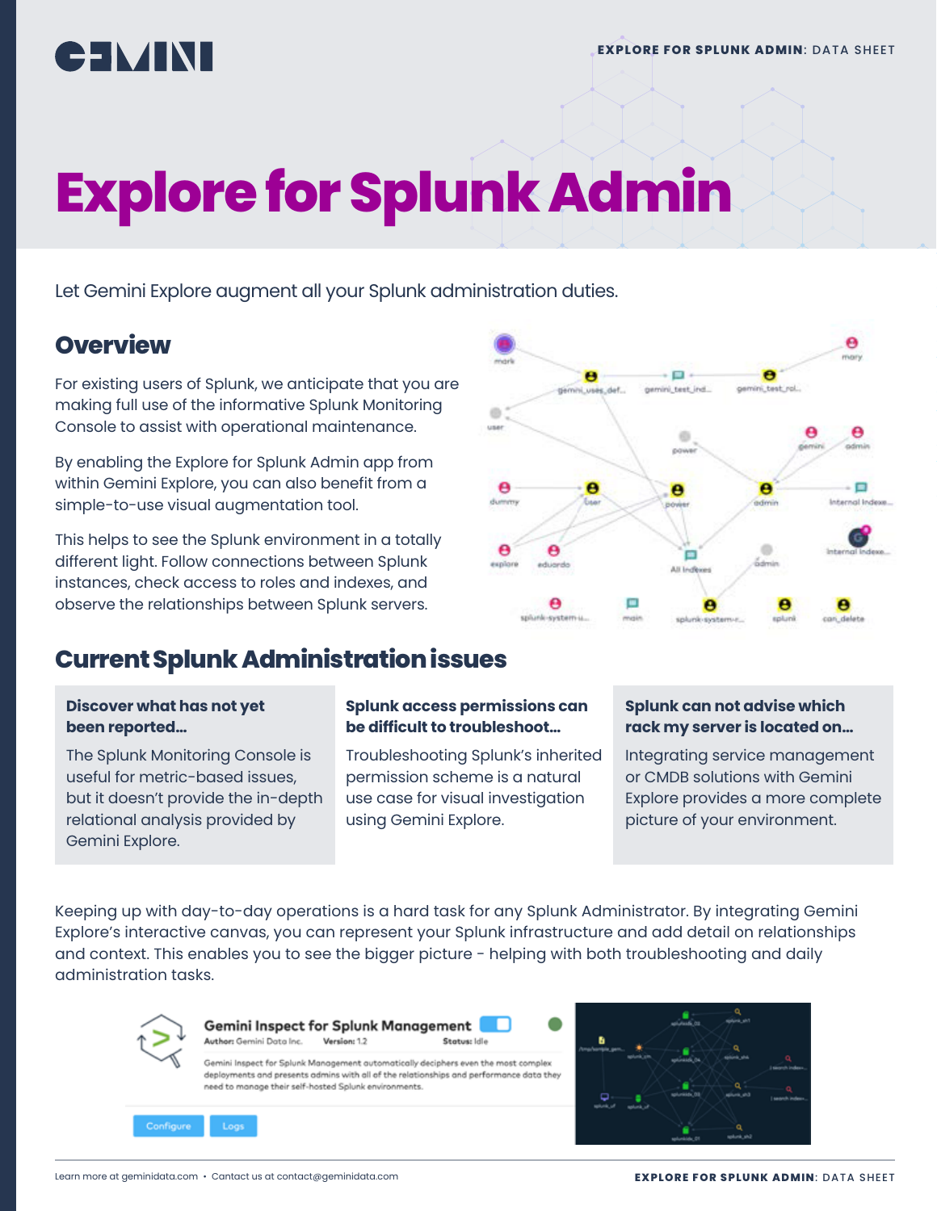# Explore for Splunk Admin

Let Gemini Explore augment all your Splunk administration duties.

## Overview

For existing users of Splunk, we anticipate that you are making full use of the informative Splunk Monitoring Console to assist with operational maintenance.

By enabling the Explore for Splunk Admin app from within Gemini Explore, you can also benefit from a simple-to-use visual augmentation tool.

This helps to see the Splunk environment in a totally different light. Follow connections between Splunk instances, check access to roles and indexes, and observe the relationships between Splunk servers.

## Current Splunk Administration issues

### Discover what has not yet been reported…

The Splunk Monitoring Console is useful for metric-based issues, but it doesn't provide the in-depth relational analysis provided by Gemini Explore.

### Splunk access permissions can be difficult to troubleshoot…

Troubleshooting Splunk's inherited permission scheme is a natural use case for visual investigation using Gemini Explore.

### Splunk can not advise which rack my server is located on…

Integrating service management or CMDB solutions with Gemini Explore provides a more complete picture of your environment.

Keeping up with day-to-day operations is a hard task for any Splunk Administrator. By integrating Gemini Explore's interactive canvas, you can represent your Splunk infrastructure and add detail on relationships and context. This enables you to see the bigger picture - helping with both troubleshooting and daily administration tasks.

Learn more at geminidata.com • Contact us at contact@geminidata.com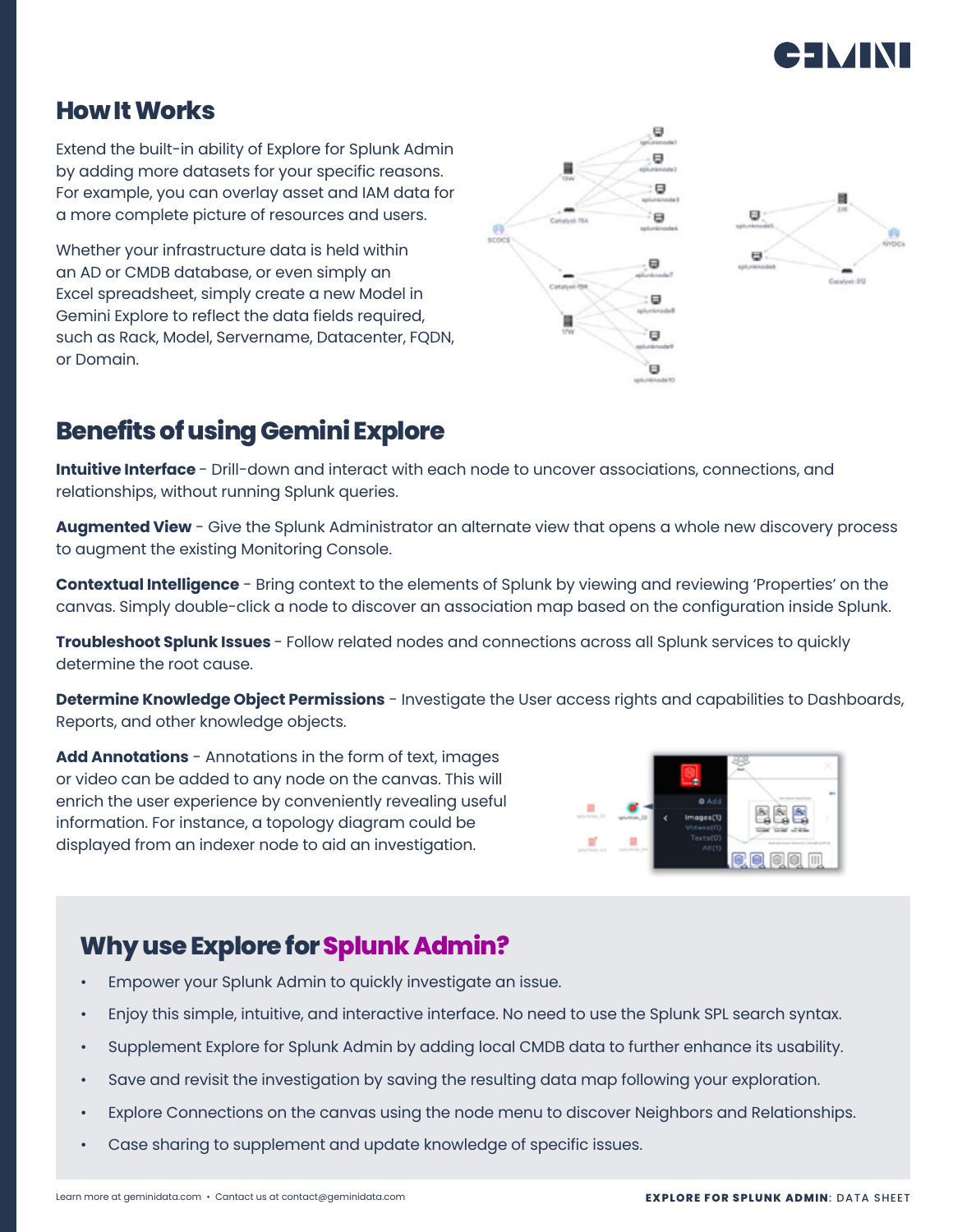## How It Works

Extend the built-in ability of Explore for Splunk Admin by adding more datasets for your specific reasons. For example, you can overlay asset and IAM data for a more complete picture of resources and users.

Whether your infrastructure data is held within an AD or CMDB database, or even simply an Excel spreadsheet, simply create a new Model in Gemini Explore to reflect the data fields required, such as Rack, Model, Servername, Datacenter, FQDN, or Domain.

## Benefits of using Gemini Explore

**Intuitive Interface** - Drill-down and interact with each node to uncover associations, connections, and relationships, without running Splunk queries.

**Augmented View** - Give the Splunk Administrator an alternate view that opens a whole new discovery process to augment the existing Monitoring Console.

**Contextual Intelligence** - Bring context to the elements of Splunk by viewing and reviewing 'Properties' on the canvas. Simply double-click a node to discover an association map based on the configuration inside Splunk.

**Troubleshoot Splunk Issues** - Follow related nodes and connections across all Splunk services to quickly determine the root cause.

**Determine Knowledge Object Permissions** - Investigate the User access rights and capabilities to Dashboards, Reports, and other knowledge objects.

**Add Annotations** - Annotations in the form of text, images or video can be added to any node on the canvas. This will enrich the user experience by conveniently revealing useful information. For instance, a topology diagram could be displayed from an indexer node to aid an investigation.

## Why use Explore for Splunk Admin?

- Empower your Splunk Admin to quickly investigate an issue.
- Enjoy this simple, intuitive, and interactive interface. No need to use the Splunk SPL search syntax.
- Supplement Explore for Splunk Admin by adding local CMDB data to further enhance its usability.
- Save and revisit the investigation by saving the resulting data map following your exploration.
- Explore Connections on the canvas using the node menu to discover Neighbors and Relationships.
- Case sharing to supplement and update knowledge of specific issues.

Learn more at geminidata.com • Contact us at contact@geminidata.com